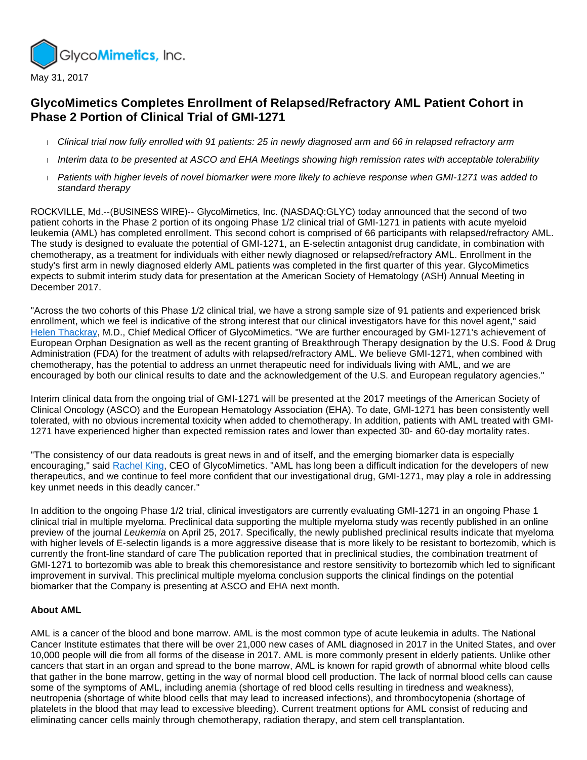GlycoMimetics, Inc.

May 31, 2017

# GlycoMimetics Completes Enrollment of Relapsed/Refractory AML Patient Cohort in Phase 2 Portion of Clinical Trial of GMI-1271

- *Clinical trial now fully enrolled with 91 patients: 25 in newly diagnosed arm and 66 in relapsed refractory arm*
- *Interim data to be presented at ASCO and EHA Meetings showing high remission rates with acceptable tolerability*
- *Patients with higher levels of novel biomarker were more likely to achieve response when GMI-1271 was added to standard therapy*

ROCKVILLE, Md.--(BUSINESS WIRE)-- GlycoMimetics, Inc. (NASDAQ:GLYC) today announced that the second of two patient cohorts in the Phase 2 portion of its ongoing Phase 1/2 clinical trial of GMI-1271 in patients with acute myeloid leukemia (AML) has completed enrollment. This second cohort is comprised of 66 participants with relapsed/refractory AML. The study is designed to evaluate the potential of GMI-1271, an E-selectin antagonist drug candidate, in combination with chemotherapy, as a treatment for individuals with either newly diagnosed or relapsed/refractory AML. Enrollment in the study's first arm in newly diagnosed elderly AML patients was completed in the first quarter of this year. GlycoMimetics expects to submit interim study data for presentation at the American Society of Hematology (ASH) Annual Meeting in December 2017.

"Across the two cohorts of this Phase 1/2 clinical trial, we have a strong sample size of 91 patients and experienced brisk enrollment, which we feel is indicative of the strong interest that our clinical investigators have for this novel agent," said Helen Thackray, M.D., Chief Medical Officer of GlycoMimetics. "We are further encouraged by GMI-1271's achievement of European Orphan Designation as well as the recent granting of Breakthrough Therapy designation by the U.S. Food & Drug Administration (FDA) for the treatment of adults with relapsed/refractory AML. We believe GMI-1271, when combined with chemotherapy, has the potential to address an unmet therapeutic need for individuals living with AML, and we are encouraged by both our clinical results to date and the acknowledgement of the U.S. and European regulatory agencies."

Interim clinical data from the ongoing trial of GMI-1271 will be presented at the 2017 meetings of the American Society of Clinical Oncology (ASCO) and the European Hematology Association (EHA). To date, GMI-1271 has been consistently well tolerated, with no obvious incremental toxicity when added to chemotherapy. In addition, patients with AML treated with GMI-1271 have experienced higher than expected remission rates and lower than expected 30- and 60-day mortality rates.

"The consistency of our data readouts is great news in and of itself, and the emerging biomarker data is especially encouraging," said Rachel King, CEO of GlycoMimetics. "AML has long been a difficult indication for the developers of new therapeutics, and we continue to feel more confident that our investigational drug, GMI-1271, may play a role in addressing key unmet needs in this deadly cancer."

In addition to the ongoing Phase 1/2 trial, clinical investigators are currently evaluating GMI-1271 in an ongoing Phase 1 clinical trial in multiple myeloma. Preclinical data supporting the multiple myeloma study was recently published in an online preview of the journal *Leukemia* on April 25, 2017. Specifically, the newly published preclinical results indicate that myeloma with higher levels of E-selectin ligands is a more aggressive disease that is more likely to be resistant to bortezomib, which is currently the front-line standard of care The publication reported that in preclinical studies, the combination treatment of GMI-1271 to bortezomib was able to break this chemoresistance and restore sensitivity to bortezomib which led to significant improvement in survival. This preclinical multiple myeloma conclusion supports the clinical findings on the potential biomarker that the Company is presenting at ASCO and EHA next month.

**About AML**

AML is a cancer of the blood and bone marrow. AML is the most common type of acute leukemia in adults. The National Cancer Institute estimates that there will be over 21,000 new cases of AML diagnosed in 2017 in the United States, and over 10,000 people will die from all forms of the disease in 2017. AML is more commonly present in elderly patients. Unlike other cancers that start in an organ and spread to the bone marrow, AML is known for rapid growth of abnormal white blood cells that gather in the bone marrow, getting in the way of normal blood cell production. The lack of normal blood cells can cause some of the symptoms of AML, including anemia (shortage of red blood cells resulting in tiredness and weakness), neutropenia (shortage of white blood cells that may lead to increased infections), and thrombocytopenia (shortage of platelets in the blood that may lead to excessive bleeding). Current treatment options for AML consist of reducing and eliminating cancer cells mainly through chemotherapy, radiation therapy, and stem cell transplantation.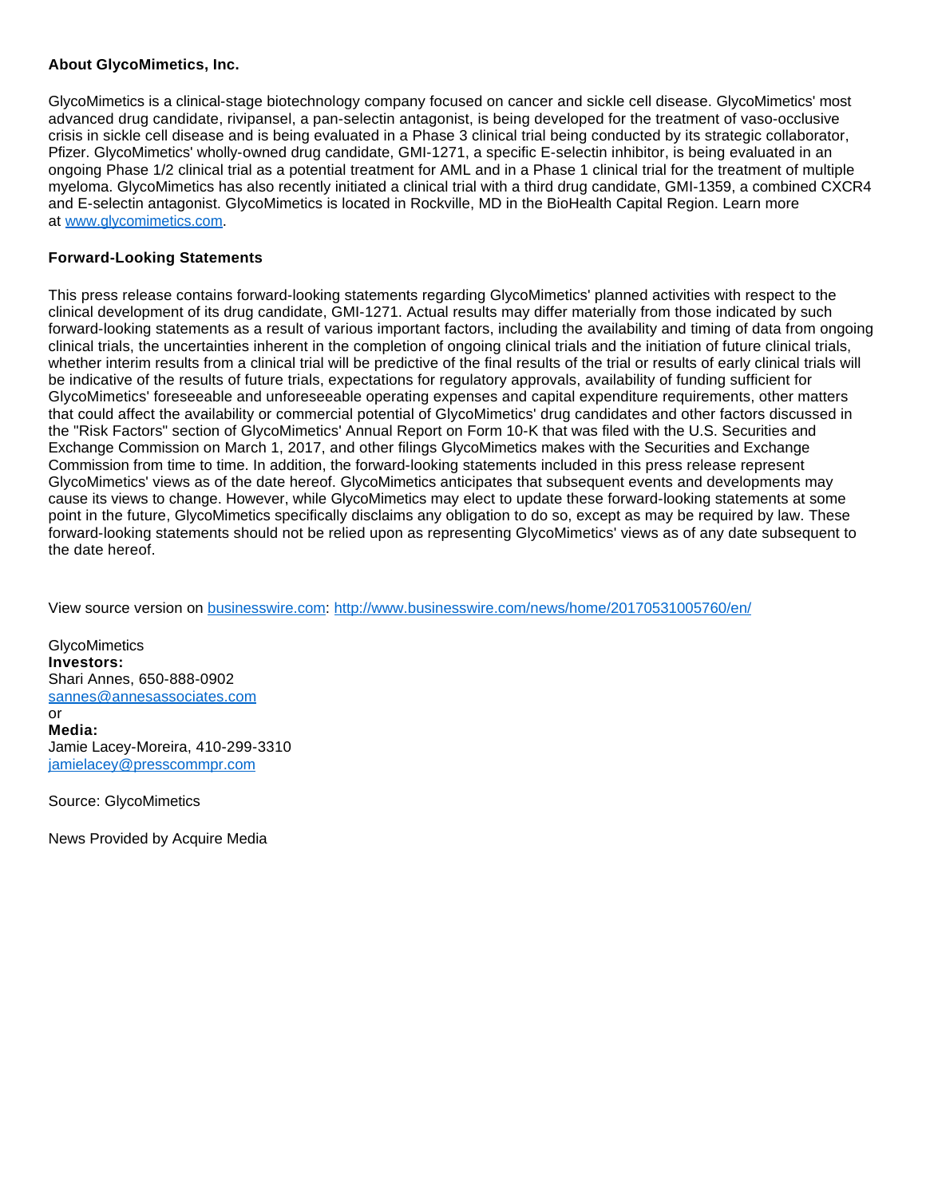### About GlycoMimetics, Inc.

GlycoMimetics is a clinical-stage biotechnology company focused on cancer and sickle cell disease. GlycoMimetics' most advanced drug candidate, rivipansel, a pan-selectin antagonist, is being developed for the treatment of vaso-occlusive crisis in sickle cell disease and is being evaluated in a Phase 3 clinical trial being conducted by its strategic collaborator, Pfizer. GlycoMimetics' wholly-owned drug candidate, GMI-1271, a specific E-selectin inhibitor, is being evaluated in an ongoing Phase 1/2 clinical trial as a potential treatment for AML and in a Phase 1 clinical trial for the treatment of multiple myeloma. GlycoMimetics has also recently initiated a clinical trial with a third drug candidate, GMI-1359, a combined CXCR4 and E-selectin antagonist. GlycoMimetics is located in Rockville, MD in the BioHealth Capital Region. Learn more at www.glycomimetics.com.

### Forward-Looking Statements

This press release contains forward-looking statements regarding GlycoMimetics' planned activities with respect to the clinical development of its drug candidate, GMI-1271. Actual results may differ materially from those indicated by such forward-looking statements as a result of various important factors, including the availability and timing of data from ongoing clinical trials, the uncertainties inherent in the completion of ongoing clinical trials and the initiation of future clinical trials, whether interim results from a clinical trial will be predictive of the final results of the trial or results of early clinical trials will be indicative of the results of future trials, expectations for regulatory approvals, availability of funding sufficient for GlycoMimetics' foreseeable and unforeseeable operating expenses and capital expenditure requirements, other matters that could affect the availability or commercial potential of GlycoMimetics' drug candidates and other factors discussed in the "Risk Factors" section of GlycoMimetics' Annual Report on Form 10-K that was filed with the U.S. Securities and Exchange Commission on March 1, 2017, and other filings GlycoMimetics makes with the Securities and Exchange Commission from time to time. In addition, the forward-looking statements included in this press release represent GlycoMimetics' views as of the date hereof. GlycoMimetics anticipates that subsequent events and developments may cause its views to change. However, while GlycoMimetics may elect to update these forward-looking statements at some point in the future, GlycoMimetics specifically disclaims any obligation to do so, except as may be required by law. These forward-looking statements should not be relied upon as representing GlycoMimetics' views as of any date subsequent to the date hereof.

View source version on businesswire.com: http://www.businesswire.com/news/home/20170531005760/en/

GlycoMimetics
**Investors:**
Shari Annes, 650-888-0902
sannes@annesassociates.com
or
**Media:**
Jamie Lacey-Moreira, 410-299-3310
jamielacey@presscommpr.com

Source: GlycoMimetics

News Provided by Acquire Media